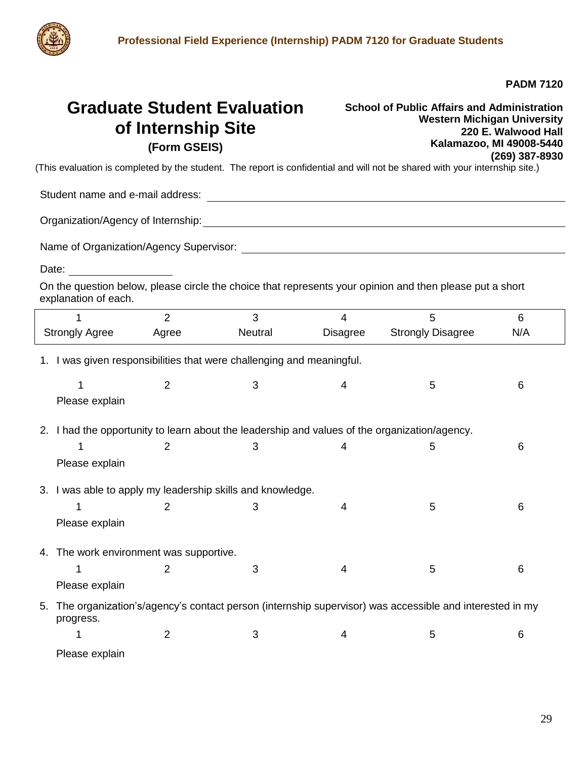PADM 7120

# Graduate Student Evaluation of Internship Site

**(Form GSEIS)**

**School of Public Affairs and Administration**
**Western Michigan University**
**220 E. Walwood Hall**
**Kalamazoo, MI 49008-5440**
**(269) 387-8930**

(This evaluation is completed by the student. The report is confidential and will not be shared with your internship site.)

Student name and e-mail address: ______________________________

Organization/Agency of Internship: ______________________________

Name of Organization/Agency Supervisor: ______________________________

Date: ______________

On the question below, please circle the choice that represents your opinion and then please put a short explanation of each.

| 1 | 2 | 3 | 4 | 5 | 6 |
|---|---|---|---|---|---|
| Strongly Agree | Agree | Neutral | Disagree | Strongly Disagree | N/A |

1. I was given responsibilities that were challenging and meaningful.

   1 2 3 4 5 6

   Please explain

2. I had the opportunity to learn about the leadership and values of the organization/agency.

   1 2 3 4 5 6

   Please explain

3. I was able to apply my leadership skills and knowledge.

   1 2 3 4 5 6

   Please explain

4. The work environment was supportive.

   1 2 3 4 5 6

   Please explain

5. The organization's/agency's contact person (internship supervisor) was accessible and interested in my progress.

   1 2 3 4 5 6

   Please explain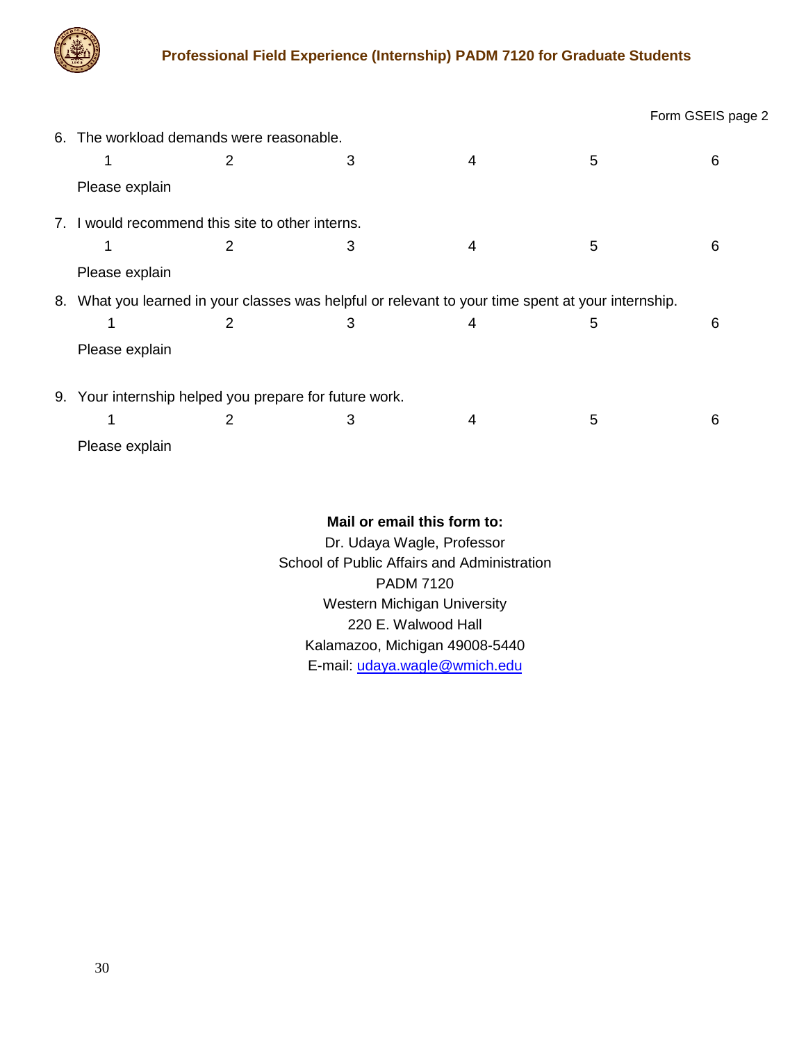Form GSEIS page 2

6. The workload demands were reasonable.

| | | | | | |
|---|---|---|---|---|---|
| 1 | 2 | 3 | 4 | 5 | 6 |

Please explain

7. I would recommend this site to other interns.

| | | | | | |
|---|---|---|---|---|---|
| 1 | 2 | 3 | 4 | 5 | 6 |

Please explain

8. What you learned in your classes was helpful or relevant to your time spent at your internship.

| | | | | | |
|---|---|---|---|---|---|
| 1 | 2 | 3 | 4 | 5 | 6 |

Please explain

9. Your internship helped you prepare for future work.

| | | | | | |
|---|---|---|---|---|---|
| 1 | 2 | 3 | 4 | 5 | 6 |

Please explain

**Mail or email this form to:**

Dr. Udaya Wagle, Professor
School of Public Affairs and Administration
PADM 7120
Western Michigan University
220 E. Walwood Hall
Kalamazoo, Michigan 49008-5440
E-mail: udaya.wagle@wmich.edu